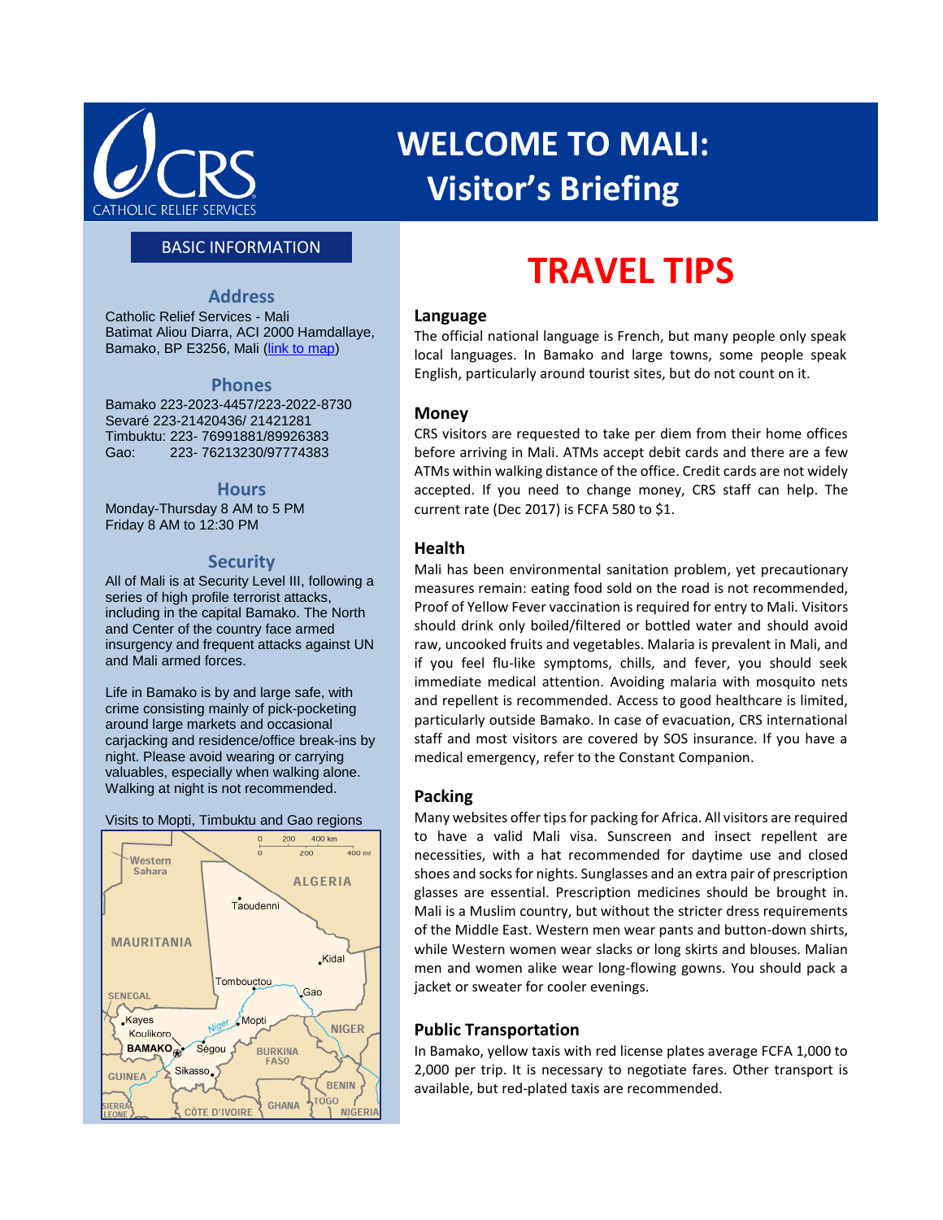# WELCOME TO MALI: Visitor's Briefing

## BASIC INFORMATION

### Address

Catholic Relief Services - Mali
Batimat Aliou Diarra, ACI 2000 Hamdallaye, Bamako, BP E3256, Mali (link to map)

### Phones

Bamako 223-2023-4457/223-2022-8730
Sevaré 223-21420436/ 21421281
Timbuktu: 223- 76991881/89926383
Gao: 223- 76213230/97774383

### Hours

Monday-Thursday 8 AM to 5 PM
Friday 8 AM to 12:30 PM

### Security

All of Mali is at Security Level III, following a series of high profile terrorist attacks, including in the capital Bamako. The North and Center of the country face armed insurgency and frequent attacks against UN and Mali armed forces.

Life in Bamako is by and large safe, with crime consisting mainly of pick-pocketing around large markets and occasional carjacking and residence/office break-ins by night. Please avoid wearing or carrying valuables, especially when walking alone. Walking at night is not recommended.

Visits to Mopti, Timbukto and Gao regions

## TRAVEL TIPS

### Language

The official national language is French, but many people only speak local languages. In Bamako and large towns, some people speak English, particularly around tourist sites, but do not count on it.

### Money

CRS visitors are requested to take per diem from their home offices before arriving in Mali. ATMs accept debit cards and there are a few ATMs within walking distance of the office. Credit cards are not widely accepted. If you need to change money, CRS staff can help. The current rate (Dec 2017) is FCFA 580 to $1.

### Health

Mali has been environmental sanitation problem, yet precautionary measures remain: eating food sold on the road is not recommended, Proof of Yellow Fever vaccination is required for entry to Mali. Visitors should drink only boiled/filtered or bottled water and should avoid raw, uncooked fruits and vegetables. Malaria is prevalent in Mali, and if you feel flu-like symptoms, chills, and fever, you should seek immediate medical attention. Avoiding malaria with mosquito nets and repellent is recommended. Access to good healthcare is limited, particularly outside Bamako. In case of evacuation, CRS international staff and most visitors are covered by SOS insurance. If you have a medical emergency, refer to the Constant Companion.

### Packing

Many websites offer tips for packing for Africa. All visitors are required to have a valid Mali visa. Sunscreen and insect repellent are necessities, with a hat recommended for daytime use and closed shoes and socks for nights. Sunglasses and an extra pair of prescription glasses are essential. Prescription medicines should be brought in. Mali is a Muslim country, but without the stricter dress requirements of the Middle East. Western men wear pants and button-down shirts, while Western women wear slacks or long skirts and blouses. Malian men and women alike wear long-flowing gowns. You should pack a jacket or sweater for cooler evenings.

### Public Transportation

In Bamako, yellow taxis with red license plates average FCFA 1,000 to 2,000 per trip. It is necessary to negotiate fares. Other transport is available, but red-plated taxis are recommended.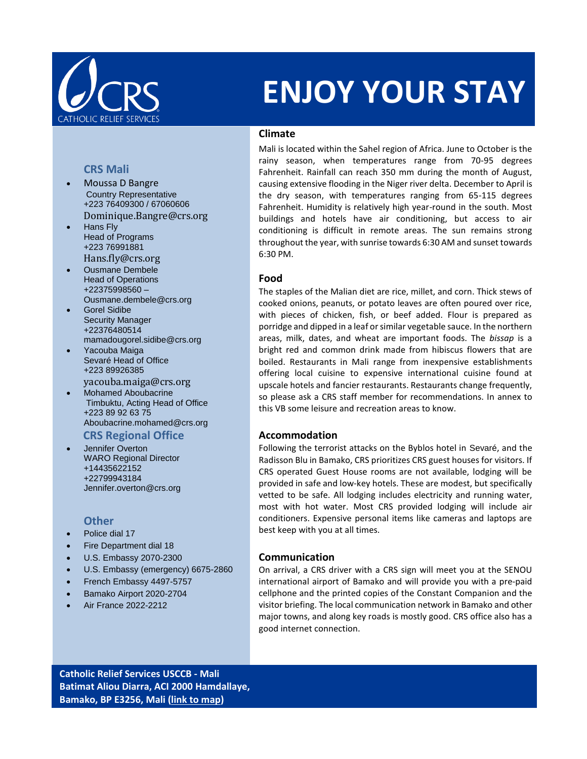# ENJOY YOUR STAY

## CRS Mali

- Moussa D Bangre
  Country Representative
  +223 76409300 / 67060606
  Dominique.Bangre@crs.org
- Hans Fly
  Head of Programs
  +223 76991881
  Hans.fly@crs.org
- Ousmane Dembele
  Head of Operations
  +22375998560 –
  Ousmane.dembele@crs.org
- Gorel Sidibe
  Security Manager
  +22376480514
  mamadougorel.sidibe@crs.org
- Yacouba Maiga
  Sevaré Head of Office
  +223 89926385
  yacouba.maiga@crs.org
- Mohamed Aboubacrine
  Timbuktu, Acting Head of Office
  +223 89 92 63 75
  Aboubacrine.mohamed@crs.org

## CRS Regional Office

- Jennifer Overton
  WARO Regional Director
  +14435622152
  +22799943184
  Jennifer.overton@crs.org

## Other

- Police dial 17
- Fire Department dial 18
- U.S. Embassy 2070-2300
- U.S. Embassy (emergency) 6675-2860
- French Embassy 4497-5757
- Bamako Airport 2020-2704
- Air France 2022-2212

## Climate

Mali is located within the Sahel region of Africa. June to October is the rainy season, when temperatures range from 70-95 degrees Fahrenheit. Rainfall can reach 350 mm during the month of August, causing extensive flooding in the Niger river delta. December to April is the dry season, with temperatures ranging from 65-115 degrees Fahrenheit. Humidity is relatively high year-round in the south. Most buildings and hotels have air conditioning, but access to air conditioning is difficult in remote areas. The sun remains strong throughout the year, with sunrise towards 6:30 AM and sunset towards 6:30 PM.

## Food

The staples of the Malian diet are rice, millet, and corn. Thick stews of cooked onions, peanuts, or potato leaves are often poured over rice, with pieces of chicken, fish, or beef added. Flour is prepared as porridge and dipped in a leaf or similar vegetable sauce. In the northern areas, milk, dates, and wheat are important foods. The *bissap* is a bright red and common drink made from hibiscus flowers that are boiled. Restaurants in Mali range from inexpensive establishments offering local cuisine to expensive international cuisine found at upscale hotels and fancier restaurants. Restaurants change frequently, so please ask a CRS staff member for recommendations. In annex to this VB some leisure and recreation areas to know.

## Accommodation

Following the terrorist attacks on the Byblos hotel in Sevaré, and the Radisson Blu in Bamako, CRS prioritizes CRS guest houses for visitors. If CRS operated Guest House rooms are not available, lodging will be provided in safe and low-key hotels. These are modest, but specifically vetted to be safe. All lodging includes electricity and running water, most with hot water. Most CRS provided lodging will include air conditioners. Expensive personal items like cameras and laptops are best keep with you at all times.

## Communication

On arrival, a CRS driver with a CRS sign will meet you at the SENOU international airport of Bamako and will provide you with a pre-paid cellphone and the printed copies of the Constant Companion and the visitor briefing. The local communication network in Bamako and other major towns, and along key roads is mostly good. CRS office also has a good internet connection.

**Catholic Relief Services USCCB - Mali**
**Batimat Aliou Diarra, ACI 2000 Hamdallaye,**
**Bamako, BP E3256, Mali (link to map)**